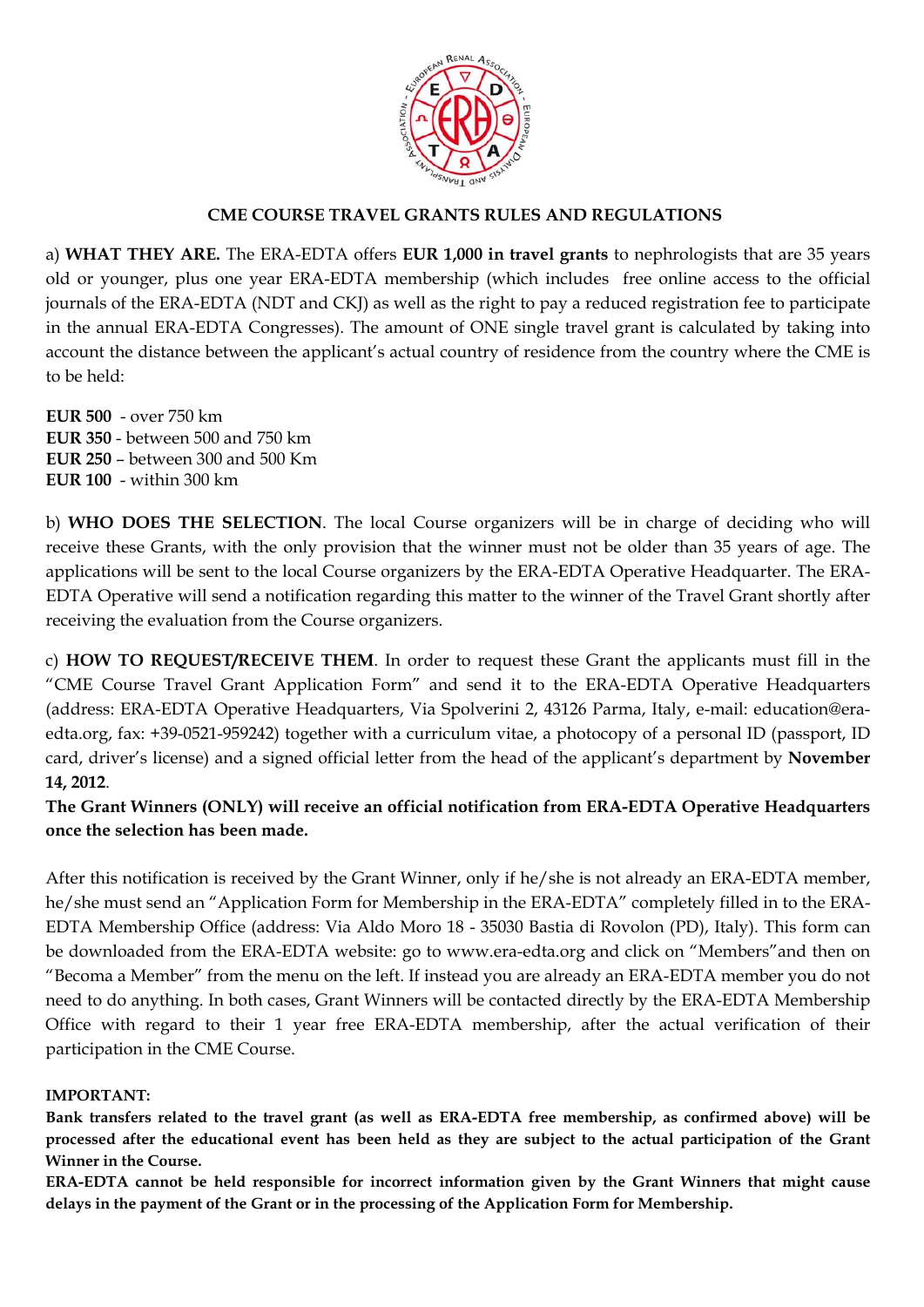## CME COURSE TRAVEL GRANTS RULES AND REGULATIONS

a) **WHAT THEY ARE.** The ERA-EDTA offers **EUR 1,000 in travel grants** to nephrologists that are 35 years old or younger, plus one year ERA-EDTA membership (which includes free online access to the official journals of the ERA-EDTA (NDT and CKJ) as well as the right to pay a reduced registration fee to participate in the annual ERA-EDTA Congresses). The amount of ONE single travel grant is calculated by taking into account the distance between the applicant's actual country of residence from the country where the CME is to be held:

**EUR 500** - over 750 km
**EUR 350** - between 500 and 750 km
**EUR 250** – between 300 and 500 Km
**EUR 100** - within 300 km

b) **WHO DOES THE SELECTION**. The local Course organizers will be in charge of deciding who will receive these Grants, with the only provision that the winner must not be older than 35 years of age. The applications will be sent to the local Course organizers by the ERA-EDTA Operative Headquarter. The ERA-EDTA Operative will send a notification regarding this matter to the winner of the Travel Grant shortly after receiving the evaluation from the Course organizers.

c) **HOW TO REQUEST/RECEIVE THEM**. In order to request these Grant the applicants must fill in the "CME Course Travel Grant Application Form" and send it to the ERA-EDTA Operative Headquarters (address: ERA-EDTA Operative Headquarters, Via Spolverini 2, 43126 Parma, Italy, e-mail: education@era-edta.org, fax: +39-0521-959242) together with a curriculum vitae, a photocopy of a personal ID (passport, ID card, driver's license) and a signed official letter from the head of the applicant's department by **November 14, 2012**.
**The Grant Winners (ONLY) will receive an official notification from ERA-EDTA Operative Headquarters once the selection has been made.**

After this notification is received by the Grant Winner, only if he/she is not already an ERA-EDTA member, he/she must send an "Application Form for Membership in the ERA-EDTA" completely filled in to the ERA-EDTA Membership Office (address: Via Aldo Moro 18 - 35030 Bastia di Rovolon (PD), Italy). This form can be downloaded from the ERA-EDTA website: go to www.era-edta.org and click on "Members"and then on "Becoma a Member" from the menu on the left. If instead you are already an ERA-EDTA member you do not need to do anything. In both cases, Grant Winners will be contacted directly by the ERA-EDTA Membership Office with regard to their 1 year free ERA-EDTA membership, after the actual verification of their participation in the CME Course.

**IMPORTANT:**
**Bank transfers related to the travel grant (as well as ERA-EDTA free membership, as confirmed above) will be processed after the educational event has been held as they are subject to the actual participation of the Grant Winner in the Course.**
**ERA-EDTA cannot be held responsible for incorrect information given by the Grant Winners that might cause delays in the payment of the Grant or in the processing of the Application Form for Membership.**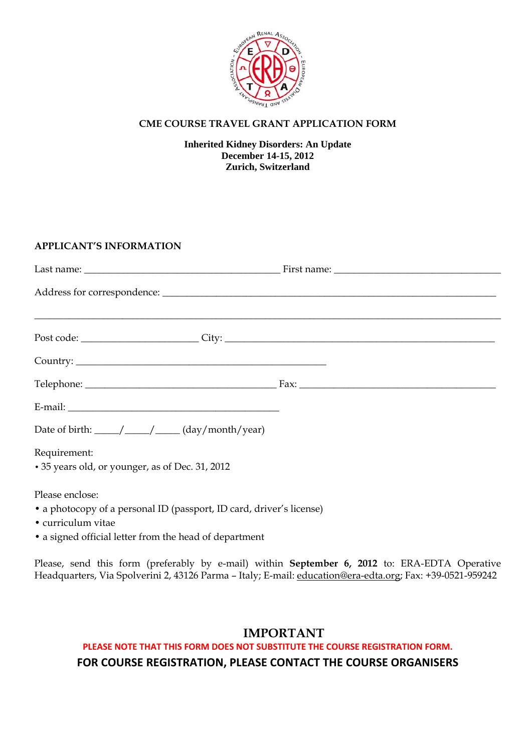# CME COURSE TRAVEL GRANT APPLICATION FORM

**Inherited Kidney Disorders: An Update**
**December 14-15, 2012**
**Zurich, Switzerland**

## APPLICANT'S INFORMATION

Last name: ________________________________________ First name: __________________________________

Address for correspondence: ___________________________________________________________________

_____________________________________________________________________________________________

Post code: ________________________ City: _______________________________________________________

Country: ___________________________________________________

Telephone: _______________________________________ Fax: __________________________________________

E-mail: ___________________________________________

Date of birth: _____/_____/_____ (day/month/year)

Requirement:

- 35 years old, or younger, as of Dec. 31, 2012

Please enclose:

- a photocopy of a personal ID (passport, ID card, driver's license)
- curriculum vitae
- a signed official letter from the head of department

Please, send this form (preferably by e-mail) within **September 6, 2012** to: ERA-EDTA Operative Headquarters, Via Spolverini 2, 43126 Parma – Italy; E-mail: education@era-edta.org; Fax: +39-0521-959242

## IMPORTANT

**PLEASE NOTE THAT THIS FORM DOES NOT SUBSTITUTE THE COURSE REGISTRATION FORM.**

**FOR COURSE REGISTRATION, PLEASE CONTACT THE COURSE ORGANISERS**